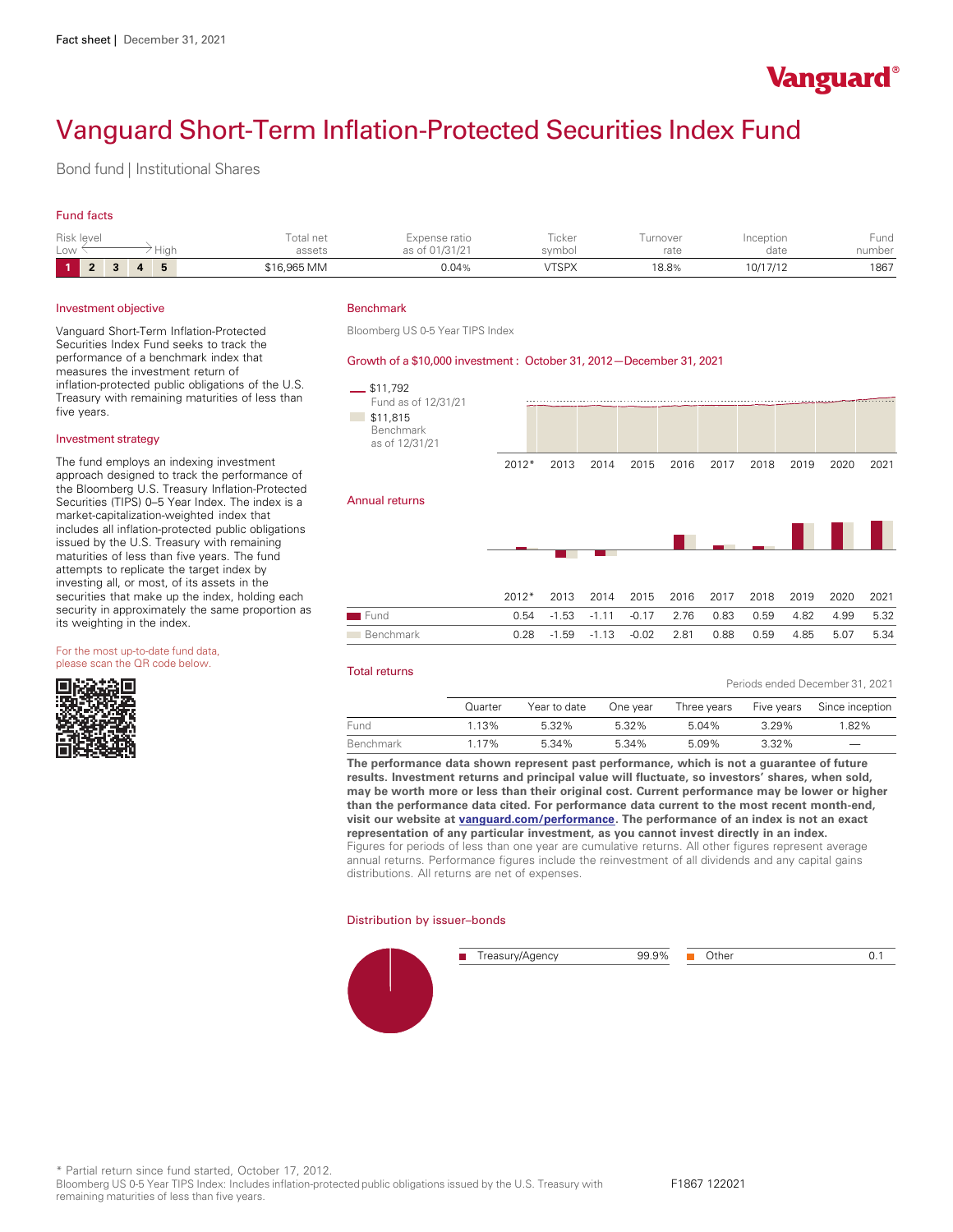Fact sheet | December 31, 2021

Vanguard®

# Vanguard Short-Term Inflation-Protected Securities Index Fund

Bond fund | Institutional Shares

## Fund facts

| Risk level Low → High | Total net assets | Expense ratio as of 01/31/21 | Ticker symbol | Turnover rate | Inception date | Fund number |
|---|---|---|---|---|---|---|
| 1 2 3 4 5 (level 1) | $16,965 MM | 0.04% | VTSPX | 18.8% | 10/17/12 | 1867 |

## Investment objective

Vanguard Short-Term Inflation-Protected Securities Index Fund seeks to track the performance of a benchmark index that measures the investment return of inflation-protected public obligations of the U.S. Treasury with remaining maturities of less than five years.

## Investment strategy

The fund employs an indexing investment approach designed to track the performance of the Bloomberg U.S. Treasury Inflation-Protected Securities (TIPS) 0–5 Year Index. The index is a market-capitalization-weighted index that includes all inflation-protected public obligations issued by the U.S. Treasury with remaining maturities of less than five years. The fund attempts to replicate the target index by investing all, or most, of its assets in the securities that make up the index, holding each security in approximately the same proportion as its weighting in the index.

For the most up-to-date fund data, please scan the QR code below.

## Benchmark

Bloomberg US 0-5 Year TIPS Index

## Growth of a $10,000 investment : October 31, 2012—December 31, 2021

$11,792 Fund as of 12/31/21

$11,815 Benchmark as of 12/31/21

## Annual returns

| | 2012* | 2013 | 2014 | 2015 | 2016 | 2017 | 2018 | 2019 | 2020 | 2021 |
|---|---|---|---|---|---|---|---|---|---|---|
| Fund | 0.54 | -1.53 | -1.11 | -0.17 | 2.76 | 0.83 | 0.59 | 4.82 | 4.99 | 5.32 |
| Benchmark | 0.28 | -1.59 | -1.13 | -0.02 | 2.81 | 0.88 | 0.59 | 4.85 | 5.07 | 5.34 |

## Total returns

Periods ended December 31, 2021

| | Quarter | Year to date | One year | Three years | Five years | Since inception |
|---|---|---|---|---|---|---|
| Fund | 1.13% | 5.32% | 5.32% | 5.04% | 3.29% | 1.82% |
| Benchmark | 1.17% | 5.34% | 5.34% | 5.09% | 3.32% | — |

**The performance data shown represent past performance, which is not a guarantee of future results. Investment returns and principal value will fluctuate, so investors' shares, when sold, may be worth more or less than their original cost. Current performance may be lower or higher than the performance data cited. For performance data current to the most recent month-end, visit our website at vanguard.com/performance. The performance of an index is not an exact representation of any particular investment, as you cannot invest directly in an index.**
Figures for periods of less than one year are cumulative returns. All other figures represent average annual returns. Performance figures include the reinvestment of all dividends and any capital gains distributions. All returns are net of expenses.

## Distribution by issuer–bonds

| Treasury/Agency | 99.9% |
|---|---|
| Other | 0.1 |

\* Partial return since fund started, October 17, 2012.
Bloomberg US 0-5 Year TIPS Index: Includes inflation-protected public obligations issued by the U.S. Treasury with remaining maturities of less than five years.

F1867 122021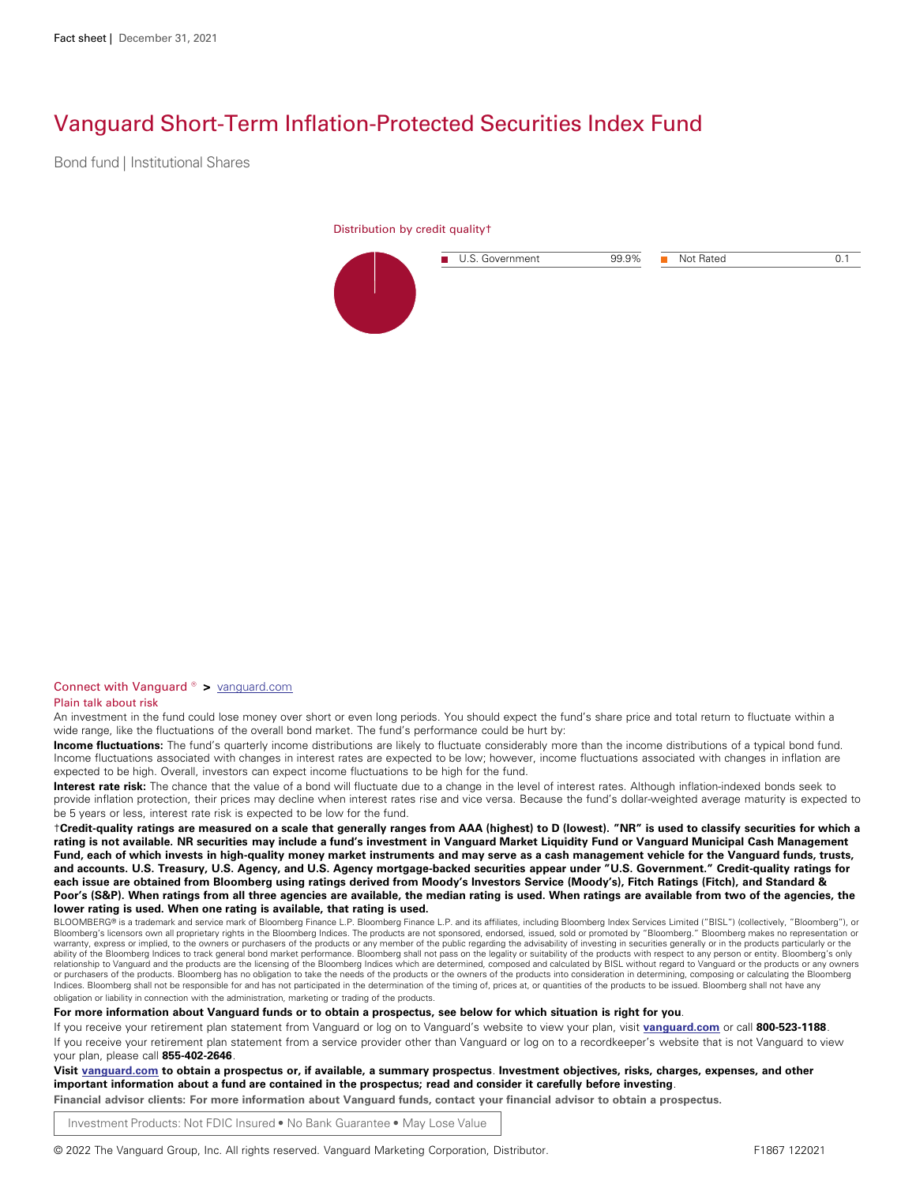Fact sheet | December 31, 2021

# Vanguard Short-Term Inflation-Protected Securities Index Fund

Bond fund | Institutional Shares

Distribution by credit quality†

U.S. Government 99.9%

Not Rated 0.1

Connect with Vanguard ® > vanguard.com

## Plain talk about risk

An investment in the fund could lose money over short or even long periods. You should expect the fund's share price and total return to fluctuate within a wide range, like the fluctuations of the overall bond market. The fund's performance could be hurt by:

**Income fluctuations:** The fund's quarterly income distributions are likely to fluctuate considerably more than the income distributions of a typical bond fund. Income fluctuations associated with changes in interest rates are expected to be low; however, income fluctuations associated with changes in inflation are expected to be high. Overall, investors can expect income fluctuations to be high for the fund.

**Interest rate risk:** The chance that the value of a bond will fluctuate due to a change in the level of interest rates. Although inflation-indexed bonds seek to provide inflation protection, their prices may decline when interest rates rise and vice versa. Because the fund's dollar-weighted average maturity is expected to be 5 years or less, interest rate risk is expected to be low for the fund.

†**Credit-quality ratings are measured on a scale that generally ranges from AAA (highest) to D (lowest). "NR" is used to classify securities for which a rating is not available. NR securities may include a fund's investment in Vanguard Market Liquidity Fund or Vanguard Municipal Cash Management Fund, each of which invests in high-quality money market instruments and may serve as a cash management vehicle for the Vanguard funds, trusts, and accounts. U.S. Treasury, U.S. Agency, and U.S. Agency mortgage-backed securities appear under "U.S. Government." Credit-quality ratings for each issue are obtained from Bloomberg using ratings derived from Moody's Investors Service (Moody's), Fitch Ratings (Fitch), and Standard & Poor's (S&P). When ratings from all three agencies are available, the median rating is used. When ratings are available from two of the agencies, the lower rating is used. When one rating is available, that rating is used.**

BLOOMBERG® is a trademark and service mark of Bloomberg Finance L.P. Bloomberg Finance L.P. and its affiliates, including Bloomberg Index Services Limited ("BISL") (collectively, "Bloomberg"), or Bloomberg's licensors own all proprietary rights in the Bloomberg Indices. The products are not sponsored, endorsed, issued, sold or promoted by "Bloomberg." Bloomberg makes no representation or warranty, express or implied, to the owners or purchasers of the products or any member of the public regarding the advisability of investing in securities generally or in the products particularly or the ability of the Bloomberg Indices to track general bond market performance. Bloomberg shall not pass on the legality or suitability of the products with respect to any person or entity. Bloomberg's only relationship to Vanguard and the products are the licensing of the Bloomberg Indices which are determined, composed and calculated by BISL without regard to Vanguard or the products or any owners or purchasers of the products. Bloomberg has no obligation to take the needs of the products or the owners of the products into consideration in determining, composing or calculating the Bloomberg Indices. Bloomberg shall not be responsible for and has not participated in the determination of the timing of, prices at, or quantities of the products to be issued. Bloomberg shall not have any obligation or liability in connection with the administration, marketing or trading of the products.

**For more information about Vanguard funds or to obtain a prospectus, see below for which situation is right for you**.

If you receive your retirement plan statement from Vanguard or log on to Vanguard's website to view your plan, visit **vanguard.com** or call **800-523-1188**.

If you receive your retirement plan statement from a service provider other than Vanguard or log on to a recordkeeper's website that is not Vanguard to view your plan, please call **855-402-2646**.

**Visit vanguard.com to obtain a prospectus or, if available, a summary prospectus**. **Investment objectives, risks, charges, expenses, and other important information about a fund are contained in the prospectus; read and consider it carefully before investing**.

**Financial advisor clients: For more information about Vanguard funds, contact your financial advisor to obtain a prospectus.**

Investment Products: Not FDIC Insured • No Bank Guarantee • May Lose Value

© 2022 The Vanguard Group, Inc. All rights reserved. Vanguard Marketing Corporation, Distributor.

F1867 122021